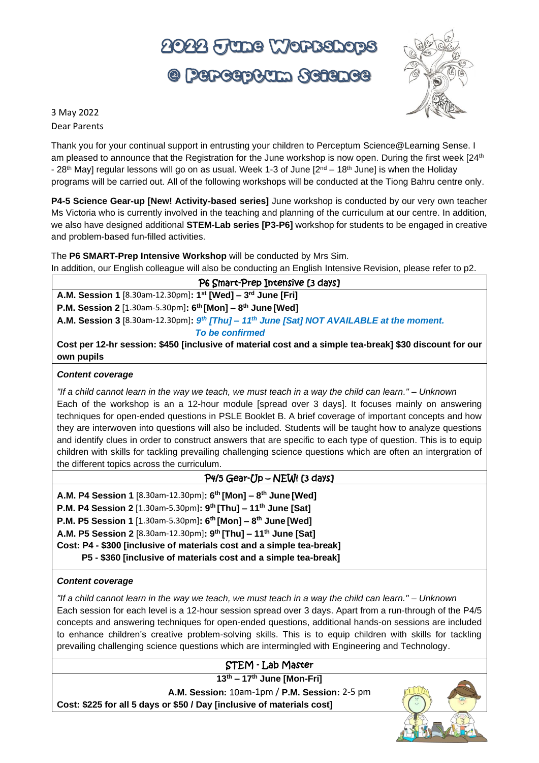# 2022 June Workshops
# @ Perceptum Science

3 May 2022

Dear Parents

Thank you for your continual support in entrusting your children to Perceptum Science@Learning Sense. I am pleased to announce that the Registration for the June workshop is now open. During the first week [24th - 28th May] regular lessons will go on as usual. Week 1-3 of June [2nd – 18th June] is when the Holiday programs will be carried out. All of the following workshops will be conducted at the Tiong Bahru centre only.

**P4-5 Science Gear-up [New! Activity-based series]** June workshop is conducted by our very own teacher Ms Victoria who is currently involved in the teaching and planning of the curriculum at our centre. In addition, we also have designed additional **STEM-Lab series [P3-P6]** workshop for students to be engaged in creative and problem-based fun-filled activities.

The **P6 SMART-Prep Intensive Workshop** will be conducted by Mrs Sim.

In addition, our English colleague will also be conducting an English Intensive Revision, please refer to p2.

## P6 Smart-Prep Intensive [3 days]

**A.M. Session 1** [8.30am-12.30pm]**: 1st [Wed] – 3rd June [Fri]**

**P.M. Session 2** [1.30am-5.30pm]**: 6th [Mon] – 8th June [Wed]**

**A.M. Session 3** [8.30am-12.30pm]**:** ***9th [Thu] – 11th June [Sat] NOT AVAILABLE at the moment. To be confirmed***

**Cost per 12-hr session: $450 [inclusive of material cost and a simple tea-break] $30 discount for our own pupils**

***Content coverage***

*"If a child cannot learn in the way we teach, we must teach in a way the child can learn." – Unknown*

Each of the workshop is an a 12-hour module [spread over 3 days]. It focuses mainly on answering techniques for open-ended questions in PSLE Booklet B. A brief coverage of important concepts and how they are interwoven into questions will also be included. Students will be taught how to analyze questions and identify clues in order to construct answers that are specific to each type of question. This is to equip children with skills for tackling prevailing challenging science questions which are often an intergration of the different topics across the curriculum.

## P4/5 Gear-Up – NEW! [3 days]

**A.M. P4 Session 1** [8.30am-12.30pm]**: 6th [Mon] – 8th June [Wed]**

**P.M. P4 Session 2** [1.30am-5.30pm]**: 9th [Thu] – 11th June [Sat]**

**P.M. P5 Session 1** [1.30am-5.30pm]**: 6th [Mon] – 8th June [Wed]**

**A.M. P5 Session 2** [8.30am-12.30pm]**: 9th [Thu] – 11th June [Sat]**

**Cost: P4 - $300 [inclusive of materials cost and a simple tea-break]**
**P5 - $360 [inclusive of materials cost and a simple tea-break]**

***Content coverage***

*"If a child cannot learn in the way we teach, we must teach in a way the child can learn." – Unknown*

Each session for each level is a 12-hour session spread over 3 days. Apart from a run-through of the P4/5 concepts and answering techniques for open-ended questions, additional hands-on sessions are included to enhance children's creative problem-solving skills. This is to equip children with skills for tackling prevailing challenging science questions which are intermingled with Engineering and Technology.

## STEM - Lab Master

**13th – 17th June [Mon-Fri]**

**A.M. Session:** 10am-1pm / **P.M. Session:** 2-5 pm

**Cost: $225 for all 5 days or $50 / Day [inclusive of materials cost]**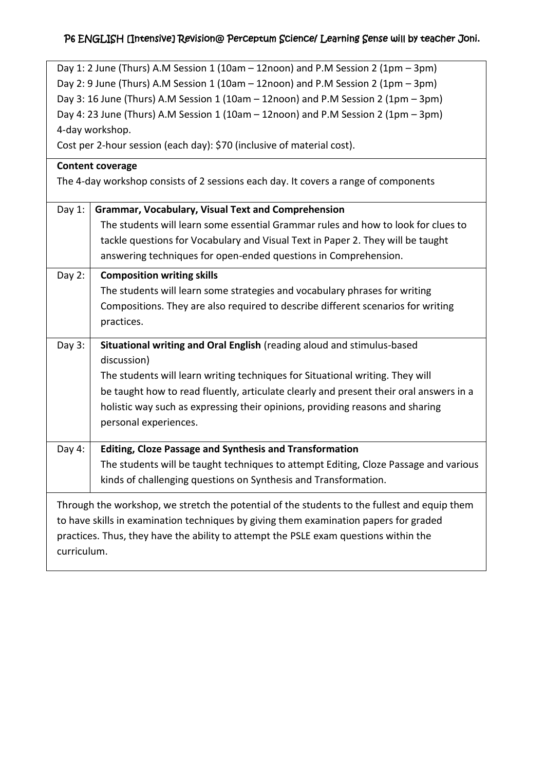P6 ENGLISH [Intensive] Revision@ Perceptum Science/ Learning Sense will by teacher Joni.

Day 1: 2 June (Thurs) A.M Session 1 (10am – 12noon) and P.M Session 2 (1pm – 3pm)
Day 2: 9 June (Thurs) A.M Session 1 (10am – 12noon) and P.M Session 2 (1pm – 3pm)
Day 3: 16 June (Thurs) A.M Session 1 (10am – 12noon) and P.M Session 2 (1pm – 3pm)
Day 4: 23 June (Thurs) A.M Session 1 (10am – 12noon) and P.M Session 2 (1pm – 3pm)
4-day workshop.
Cost per 2-hour session (each day): $70 (inclusive of material cost).

**Content coverage**

The 4-day workshop consists of 2 sessions each day. It covers a range of components

| Day | Content |
|---|---|
| Day 1: | **Grammar, Vocabulary, Visual Text and Comprehension**<br>The students will learn some essential Grammar rules and how to look for clues to tackle questions for Vocabulary and Visual Text in Paper 2. They will be taught answering techniques for open-ended questions in Comprehension. |
| Day 2: | **Composition writing skills**<br>The students will learn some strategies and vocabulary phrases for writing Compositions. They are also required to describe different scenarios for writing practices. |
| Day 3: | **Situational writing and Oral English** (reading aloud and stimulus-based discussion)<br>The students will learn writing techniques for Situational writing. They will be taught how to read fluently, articulate clearly and present their oral answers in a holistic way such as expressing their opinions, providing reasons and sharing personal experiences. |
| Day 4: | **Editing, Cloze Passage and Synthesis and Transformation**<br>The students will be taught techniques to attempt Editing, Cloze Passage and various kinds of challenging questions on Synthesis and Transformation. |

Through the workshop, we stretch the potential of the students to the fullest and equip them to have skills in examination techniques by giving them examination papers for graded practices. Thus, they have the ability to attempt the PSLE exam questions within the curriculum.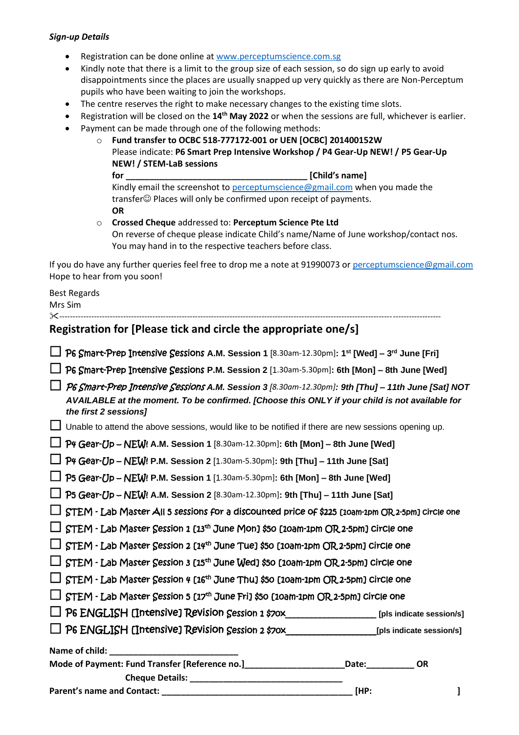*Sign-up Details*

- Registration can be done online at www.perceptumscience.com.sg
- Kindly note that there is a limit to the group size of each session, so do sign up early to avoid disappointments since the places are usually snapped up very quickly as there are Non-Perceptum pupils who have been waiting to join the workshops.
- The centre reserves the right to make necessary changes to the existing time slots.
- Registration will be closed on the **14th May 2022** or when the sessions are full, whichever is earlier.
- Payment can be made through one of the following methods:
  - **Fund transfer to OCBC 518-777172-001 or UEN [OCBC] 201400152W**
    Please indicate: **P6 Smart Prep Intensive Workshop / P4 Gear-Up NEW! / P5 Gear-Up NEW! / STEM-LaB sessions**
    **for ______________________________________ [Child's name]**
    Kindly email the screenshot to perceptumscience@gmail.com when you made the transfer☺ Places will only be confirmed upon receipt of payments.
    **OR**
  - **Crossed Cheque** addressed to: **Perceptum Science Pte Ltd**
    On reverse of cheque please indicate Child's name/Name of June workshop/contact nos.
    You may hand in to the respective teachers before class.

If you do have any further queries feel free to drop me a note at 91990073 or perceptumscience@gmail.com
Hope to hear from you soon!

Best Regards
Mrs Sim

✂-------------------------------------------------------------------------------------------------------------------------------------------

## Registration for [Please tick and circle the appropriate one/s]

- ☐ P6 Smart-Prep Intensive Sessions **A.M. Session 1** [8.30am-12.30pm]**: 1st [Wed] – 3rd June [Fri]**
- ☐ P6 Smart-Prep Intensive Sessions **P.M. Session 2** [1.30am-5.30pm]**: 6th [Mon] – 8th June [Wed]**
- ☐ *P6 Smart-Prep Intensive Sessions* ***A.M. Session 3*** *[8.30am-12.30pm]:* ***9th [Thu] – 11th June [Sat] NOT AVAILABLE at the moment. To be confirmed. [Choose this ONLY if your child is not available for the first 2 sessions]***
- ☐ Unable to attend the above sessions, would like to be notified if there are new sessions opening up.
- ☐ P4 Gear-Up – NEW! **A.M. Session 1** [8.30am-12.30pm]**: 6th [Mon] – 8th June [Wed]**
- ☐ P4 Gear-Up – NEW! **P.M. Session 2** [1.30am-5.30pm]**: 9th [Thu] – 11th June [Sat]**
- ☐ P5 Gear-Up – NEW! **P.M. Session 1** [1.30am-5.30pm]**: 6th [Mon] – 8th June [Wed]**
- ☐ P5 Gear-Up – NEW! **A.M. Session 2** [8.30am-12.30pm]**: 9th [Thu] – 11th June [Sat]**
- ☐ STEM - Lab Master All 5 sessions for a discounted price of $225 [10am-1pm OR 2-5pm] circle one
- ☐ STEM - Lab Master Session 1 [13th June Mon] $50 [10am-1pm OR 2-5pm] circle one
- ☐ STEM - Lab Master Session 2 [14th June Tue] $50 [10am-1pm OR 2-5pm] circle one
- ☐ STEM - Lab Master Session 3 [15th June Wed] $50 [10am-1pm OR 2-5pm] circle one
- ☐ STEM - Lab Master Session 4 [16th June Thu] $50 [10am-1pm OR 2-5pm] circle one
- ☐ STEM - Lab Master Session 5 [17th June Fri] $50 [10am-1pm OR 2-5pm] circle one
- ☐ P6 ENGLISH [Intensive] Revision Session 1 $70x_________________ **[pls indicate session/s]**
- ☐ P6 ENGLISH [Intensive] Revision Session 2 $70x_________________ **[pls indicate session/s]**

**Name of child: ___________________________**

**Mode of Payment: Fund Transfer [Reference no.]_____________________Date:__________ OR**

**Cheque Details: ________________________________**

**Parent's name and Contact: ________________________________________ [HP: ]**